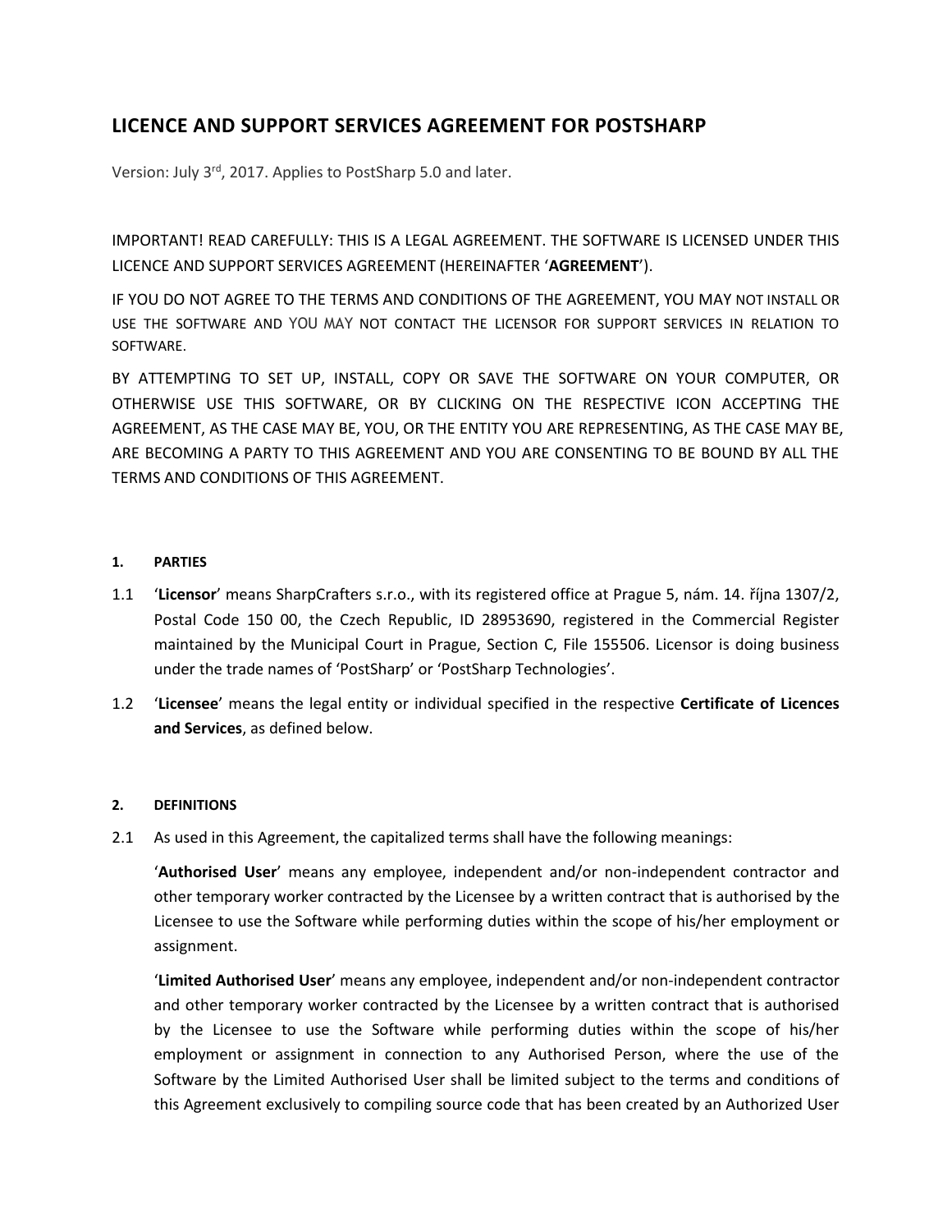# LICENCE AND SUPPORT SERVICES AGREEMENT FOR POSTSHARP

Version: July 3rd, 2017. Applies to PostSharp 5.0 and later.

IMPORTANT! READ CAREFULLY: THIS IS A LEGAL AGREEMENT. THE SOFTWARE IS LICENSED UNDER THIS LICENCE AND SUPPORT SERVICES AGREEMENT (HEREINAFTER '**AGREEMENT**').

IF YOU DO NOT AGREE TO THE TERMS AND CONDITIONS OF THE AGREEMENT, YOU MAY NOT INSTALL OR USE THE SOFTWARE AND YOU MAY NOT CONTACT THE LICENSOR FOR SUPPORT SERVICES IN RELATION TO SOFTWARE.

BY ATTEMPTING TO SET UP, INSTALL, COPY OR SAVE THE SOFTWARE ON YOUR COMPUTER, OR OTHERWISE USE THIS SOFTWARE, OR BY CLICKING ON THE RESPECTIVE ICON ACCEPTING THE AGREEMENT, AS THE CASE MAY BE, YOU, OR THE ENTITY YOU ARE REPRESENTING, AS THE CASE MAY BE, ARE BECOMING A PARTY TO THIS AGREEMENT AND YOU ARE CONSENTING TO BE BOUND BY ALL THE TERMS AND CONDITIONS OF THIS AGREEMENT.

#### 1. PARTIES

1.1 '**Licensor**' means SharpCrafters s.r.o., with its registered office at Prague 5, nám. 14. října 1307/2, Postal Code 150 00, the Czech Republic, ID 28953690, registered in the Commercial Register maintained by the Municipal Court in Prague, Section C, File 155506. Licensor is doing business under the trade names of 'PostSharp' or 'PostSharp Technologies'.

1.2 '**Licensee**' means the legal entity or individual specified in the respective **Certificate of Licences and Services**, as defined below.

#### 2. DEFINITIONS

2.1 As used in this Agreement, the capitalized terms shall have the following meanings:

'**Authorised User**' means any employee, independent and/or non-independent contractor and other temporary worker contracted by the Licensee by a written contract that is authorised by the Licensee to use the Software while performing duties within the scope of his/her employment or assignment.

'**Limited Authorised User**' means any employee, independent and/or non-independent contractor and other temporary worker contracted by the Licensee by a written contract that is authorised by the Licensee to use the Software while performing duties within the scope of his/her employment or assignment in connection to any Authorised Person, where the use of the Software by the Limited Authorised User shall be limited subject to the terms and conditions of this Agreement exclusively to compiling source code that has been created by an Authorized User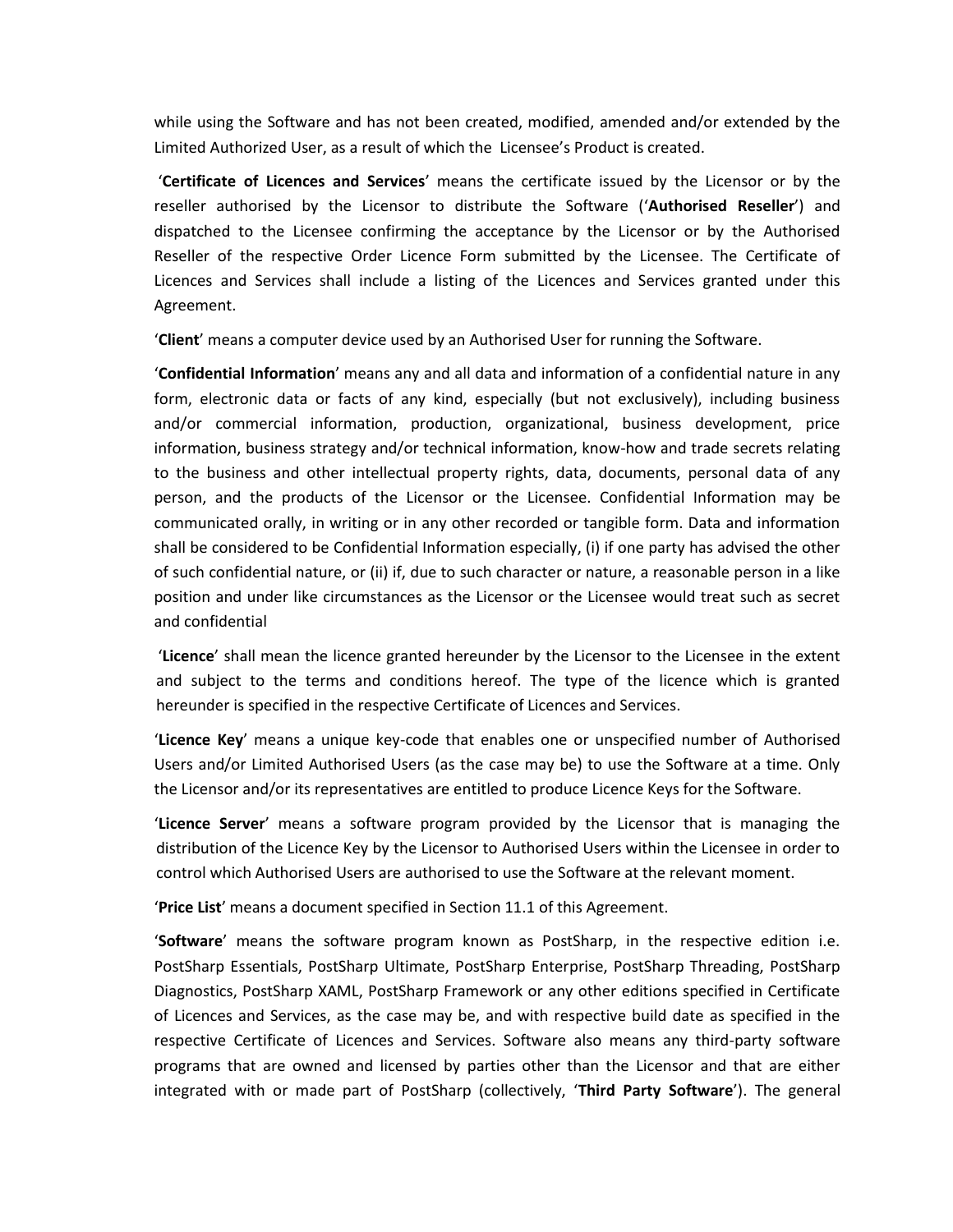while using the Software and has not been created, modified, amended and/or extended by the Limited Authorized User, as a result of which the Licensee's Product is created.

'**Certificate of Licences and Services**' means the certificate issued by the Licensor or by the reseller authorised by the Licensor to distribute the Software ('**Authorised Reseller**') and dispatched to the Licensee confirming the acceptance by the Licensor or by the Authorised Reseller of the respective Order Licence Form submitted by the Licensee. The Certificate of Licences and Services shall include a listing of the Licences and Services granted under this Agreement.

'**Client**' means a computer device used by an Authorised User for running the Software.

'**Confidential Information**' means any and all data and information of a confidential nature in any form, electronic data or facts of any kind, especially (but not exclusively), including business and/or commercial information, production, organizational, business development, price information, business strategy and/or technical information, know-how and trade secrets relating to the business and other intellectual property rights, data, documents, personal data of any person, and the products of the Licensor or the Licensee. Confidential Information may be communicated orally, in writing or in any other recorded or tangible form. Data and information shall be considered to be Confidential Information especially, (i) if one party has advised the other of such confidential nature, or (ii) if, due to such character or nature, a reasonable person in a like position and under like circumstances as the Licensor or the Licensee would treat such as secret and confidential

'**Licence**' shall mean the licence granted hereunder by the Licensor to the Licensee in the extent and subject to the terms and conditions hereof. The type of the licence which is granted hereunder is specified in the respective Certificate of Licences and Services.

'**Licence Key**' means a unique key-code that enables one or unspecified number of Authorised Users and/or Limited Authorised Users (as the case may be) to use the Software at a time. Only the Licensor and/or its representatives are entitled to produce Licence Keys for the Software.

'**Licence Server**' means a software program provided by the Licensor that is managing the distribution of the Licence Key by the Licensor to Authorised Users within the Licensee in order to control which Authorised Users are authorised to use the Software at the relevant moment.

'**Price List**' means a document specified in Section 11.1 of this Agreement.

'**Software**' means the software program known as PostSharp, in the respective edition i.e. PostSharp Essentials, PostSharp Ultimate, PostSharp Enterprise, PostSharp Threading, PostSharp Diagnostics, PostSharp XAML, PostSharp Framework or any other editions specified in Certificate of Licences and Services, as the case may be, and with respective build date as specified in the respective Certificate of Licences and Services. Software also means any third-party software programs that are owned and licensed by parties other than the Licensor and that are either integrated with or made part of PostSharp (collectively, '**Third Party Software**'). The general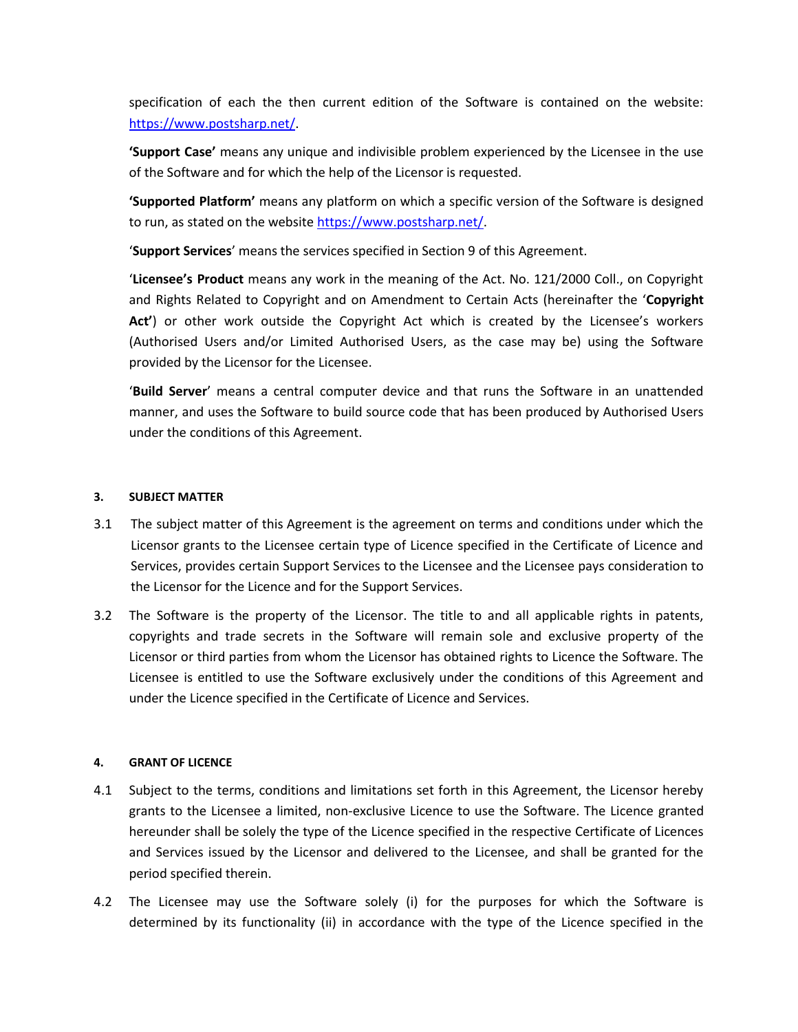specification of each the then current edition of the Software is contained on the website: https://www.postsharp.net/.

**'Support Case'** means any unique and indivisible problem experienced by the Licensee in the use of the Software and for which the help of the Licensor is requested.

**'Supported Platform'** means any platform on which a specific version of the Software is designed to run, as stated on the website https://www.postsharp.net/.

'**Support Services**' means the services specified in Section 9 of this Agreement.

'**Licensee's Product** means any work in the meaning of the Act. No. 121/2000 Coll., on Copyright and Rights Related to Copyright and on Amendment to Certain Acts (hereinafter the '**Copyright Act'**) or other work outside the Copyright Act which is created by the Licensee's workers (Authorised Users and/or Limited Authorised Users, as the case may be) using the Software provided by the Licensor for the Licensee.

'**Build Server**' means a central computer device and that runs the Software in an unattended manner, and uses the Software to build source code that has been produced by Authorised Users under the conditions of this Agreement.

### 3. SUBJECT MATTER

3.1 The subject matter of this Agreement is the agreement on terms and conditions under which the Licensor grants to the Licensee certain type of Licence specified in the Certificate of Licence and Services, provides certain Support Services to the Licensee and the Licensee pays consideration to the Licensor for the Licence and for the Support Services.

3.2 The Software is the property of the Licensor. The title to and all applicable rights in patents, copyrights and trade secrets in the Software will remain sole and exclusive property of the Licensor or third parties from whom the Licensor has obtained rights to Licence the Software. The Licensee is entitled to use the Software exclusively under the conditions of this Agreement and under the Licence specified in the Certificate of Licence and Services.

### 4. GRANT OF LICENCE

4.1 Subject to the terms, conditions and limitations set forth in this Agreement, the Licensor hereby grants to the Licensee a limited, non-exclusive Licence to use the Software. The Licence granted hereunder shall be solely the type of the Licence specified in the respective Certificate of Licences and Services issued by the Licensor and delivered to the Licensee, and shall be granted for the period specified therein.

4.2 The Licensee may use the Software solely (i) for the purposes for which the Software is determined by its functionality (ii) in accordance with the type of the Licence specified in the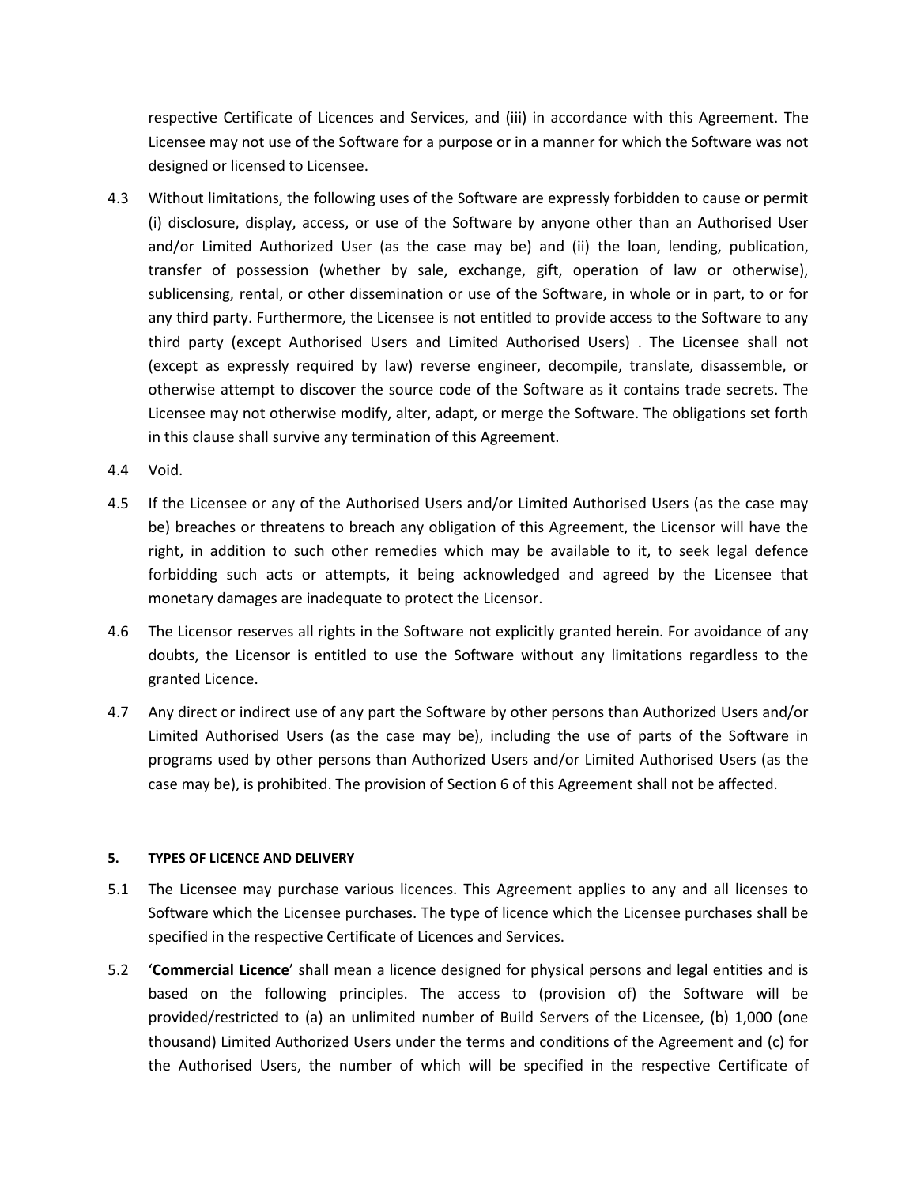respective Certificate of Licences and Services, and (iii) in accordance with this Agreement. The Licensee may not use of the Software for a purpose or in a manner for which the Software was not designed or licensed to Licensee.

4.3 Without limitations, the following uses of the Software are expressly forbidden to cause or permit (i) disclosure, display, access, or use of the Software by anyone other than an Authorised User and/or Limited Authorized User (as the case may be) and (ii) the loan, lending, publication, transfer of possession (whether by sale, exchange, gift, operation of law or otherwise), sublicensing, rental, or other dissemination or use of the Software, in whole or in part, to or for any third party. Furthermore, the Licensee is not entitled to provide access to the Software to any third party (except Authorised Users and Limited Authorised Users) . The Licensee shall not (except as expressly required by law) reverse engineer, decompile, translate, disassemble, or otherwise attempt to discover the source code of the Software as it contains trade secrets. The Licensee may not otherwise modify, alter, adapt, or merge the Software. The obligations set forth in this clause shall survive any termination of this Agreement.

4.4 Void.

4.5 If the Licensee or any of the Authorised Users and/or Limited Authorised Users (as the case may be) breaches or threatens to breach any obligation of this Agreement, the Licensor will have the right, in addition to such other remedies which may be available to it, to seek legal defence forbidding such acts or attempts, it being acknowledged and agreed by the Licensee that monetary damages are inadequate to protect the Licensor.

4.6 The Licensor reserves all rights in the Software not explicitly granted herein. For avoidance of any doubts, the Licensor is entitled to use the Software without any limitations regardless to the granted Licence.

4.7 Any direct or indirect use of any part the Software by other persons than Authorized Users and/or Limited Authorised Users (as the case may be), including the use of parts of the Software in programs used by other persons than Authorized Users and/or Limited Authorised Users (as the case may be), is prohibited. The provision of Section 6 of this Agreement shall not be affected.

### 5. TYPES OF LICENCE AND DELIVERY

5.1 The Licensee may purchase various licences. This Agreement applies to any and all licenses to Software which the Licensee purchases. The type of licence which the Licensee purchases shall be specified in the respective Certificate of Licences and Services.

5.2 '**Commercial Licence**' shall mean a licence designed for physical persons and legal entities and is based on the following principles. The access to (provision of) the Software will be provided/restricted to (a) an unlimited number of Build Servers of the Licensee, (b) 1,000 (one thousand) Limited Authorized Users under the terms and conditions of the Agreement and (c) for the Authorised Users, the number of which will be specified in the respective Certificate of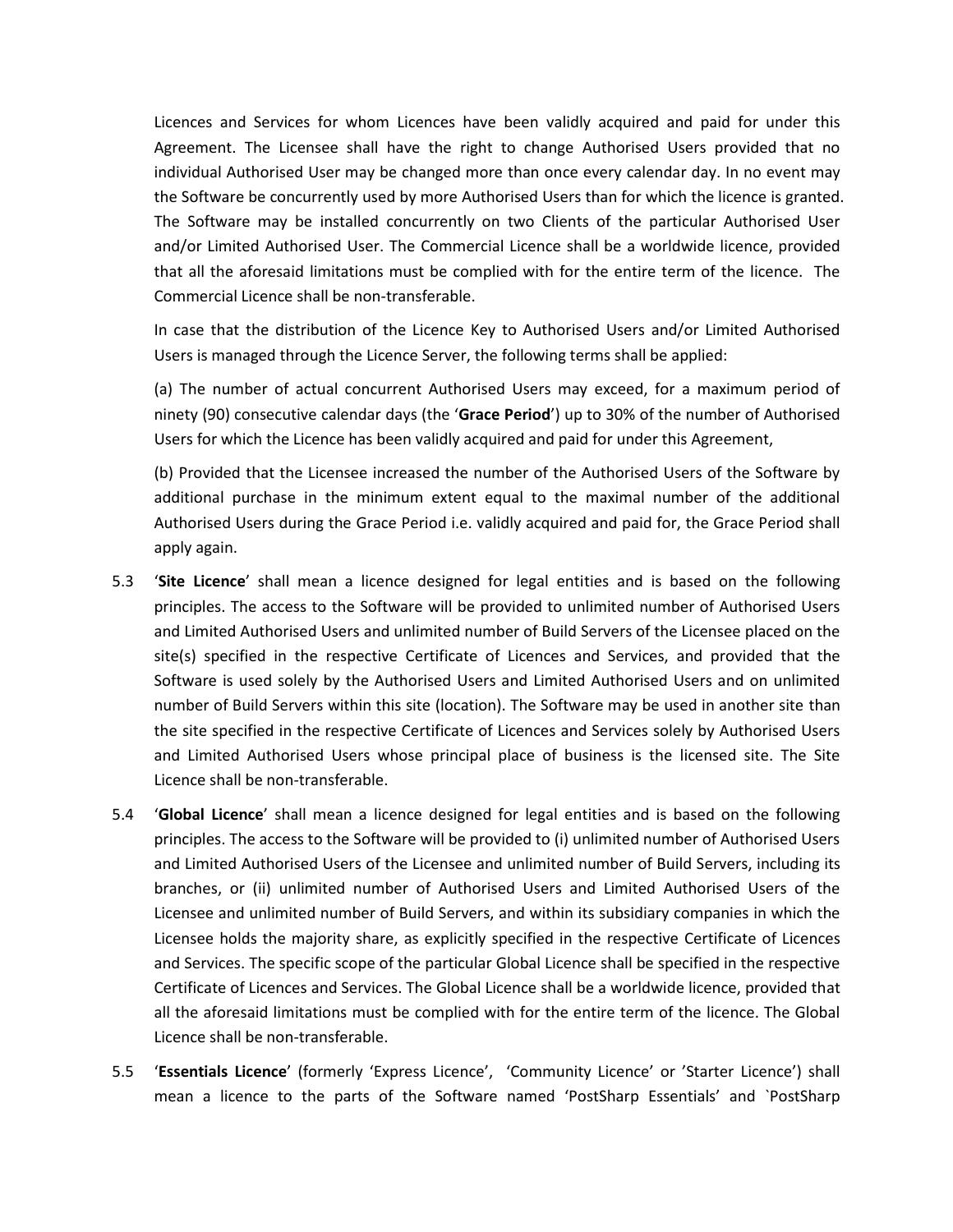Licences and Services for whom Licences have been validly acquired and paid for under this Agreement. The Licensee shall have the right to change Authorised Users provided that no individual Authorised User may be changed more than once every calendar day. In no event may the Software be concurrently used by more Authorised Users than for which the licence is granted. The Software may be installed concurrently on two Clients of the particular Authorised User and/or Limited Authorised User. The Commercial Licence shall be a worldwide licence, provided that all the aforesaid limitations must be complied with for the entire term of the licence. The Commercial Licence shall be non-transferable.

In case that the distribution of the Licence Key to Authorised Users and/or Limited Authorised Users is managed through the Licence Server, the following terms shall be applied:

(a) The number of actual concurrent Authorised Users may exceed, for a maximum period of ninety (90) consecutive calendar days (the '**Grace Period**') up to 30% of the number of Authorised Users for which the Licence has been validly acquired and paid for under this Agreement,

(b) Provided that the Licensee increased the number of the Authorised Users of the Software by additional purchase in the minimum extent equal to the maximal number of the additional Authorised Users during the Grace Period i.e. validly acquired and paid for, the Grace Period shall apply again.

5.3 '**Site Licence**' shall mean a licence designed for legal entities and is based on the following principles. The access to the Software will be provided to unlimited number of Authorised Users and Limited Authorised Users and unlimited number of Build Servers of the Licensee placed on the site(s) specified in the respective Certificate of Licences and Services, and provided that the Software is used solely by the Authorised Users and Limited Authorised Users and on unlimited number of Build Servers within this site (location). The Software may be used in another site than the site specified in the respective Certificate of Licences and Services solely by Authorised Users and Limited Authorised Users whose principal place of business is the licensed site. The Site Licence shall be non-transferable.

5.4 '**Global Licence**' shall mean a licence designed for legal entities and is based on the following principles. The access to the Software will be provided to (i) unlimited number of Authorised Users and Limited Authorised Users of the Licensee and unlimited number of Build Servers, including its branches, or (ii) unlimited number of Authorised Users and Limited Authorised Users of the Licensee and unlimited number of Build Servers, and within its subsidiary companies in which the Licensee holds the majority share, as explicitly specified in the respective Certificate of Licences and Services. The specific scope of the particular Global Licence shall be specified in the respective Certificate of Licences and Services. The Global Licence shall be a worldwide licence, provided that all the aforesaid limitations must be complied with for the entire term of the licence. The Global Licence shall be non-transferable.

5.5 '**Essentials Licence**' (formerly 'Express Licence', 'Community Licence' or 'Starter Licence') shall mean a licence to the parts of the Software named 'PostSharp Essentials' and `PostSharp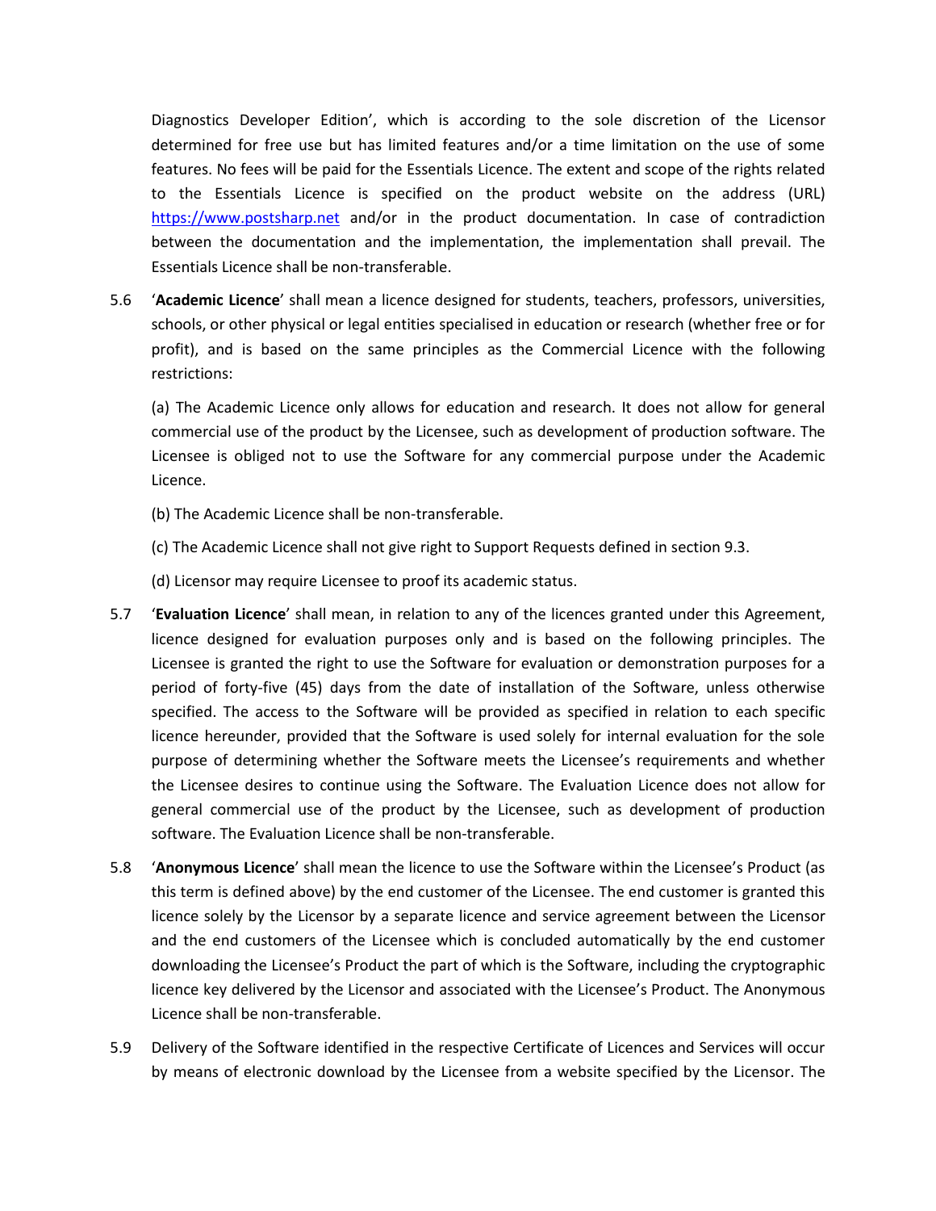Diagnostics Developer Edition', which is according to the sole discretion of the Licensor determined for free use but has limited features and/or a time limitation on the use of some features. No fees will be paid for the Essentials Licence. The extent and scope of the rights related to the Essentials Licence is specified on the product website on the address (URL) https://www.postsharp.net and/or in the product documentation. In case of contradiction between the documentation and the implementation, the implementation shall prevail. The Essentials Licence shall be non-transferable.

5.6 '**Academic Licence**' shall mean a licence designed for students, teachers, professors, universities, schools, or other physical or legal entities specialised in education or research (whether free or for profit), and is based on the same principles as the Commercial Licence with the following restrictions:

(a) The Academic Licence only allows for education and research. It does not allow for general commercial use of the product by the Licensee, such as development of production software. The Licensee is obliged not to use the Software for any commercial purpose under the Academic Licence.

(b) The Academic Licence shall be non-transferable.

(c) The Academic Licence shall not give right to Support Requests defined in section 9.3.

(d) Licensor may require Licensee to proof its academic status.

5.7 '**Evaluation Licence**' shall mean, in relation to any of the licences granted under this Agreement, licence designed for evaluation purposes only and is based on the following principles. The Licensee is granted the right to use the Software for evaluation or demonstration purposes for a period of forty-five (45) days from the date of installation of the Software, unless otherwise specified. The access to the Software will be provided as specified in relation to each specific licence hereunder, provided that the Software is used solely for internal evaluation for the sole purpose of determining whether the Software meets the Licensee's requirements and whether the Licensee desires to continue using the Software. The Evaluation Licence does not allow for general commercial use of the product by the Licensee, such as development of production software. The Evaluation Licence shall be non-transferable.

5.8 '**Anonymous Licence**' shall mean the licence to use the Software within the Licensee's Product (as this term is defined above) by the end customer of the Licensee. The end customer is granted this licence solely by the Licensor by a separate licence and service agreement between the Licensor and the end customers of the Licensee which is concluded automatically by the end customer downloading the Licensee's Product the part of which is the Software, including the cryptographic licence key delivered by the Licensor and associated with the Licensee's Product. The Anonymous Licence shall be non-transferable.

5.9 Delivery of the Software identified in the respective Certificate of Licences and Services will occur by means of electronic download by the Licensee from a website specified by the Licensor. The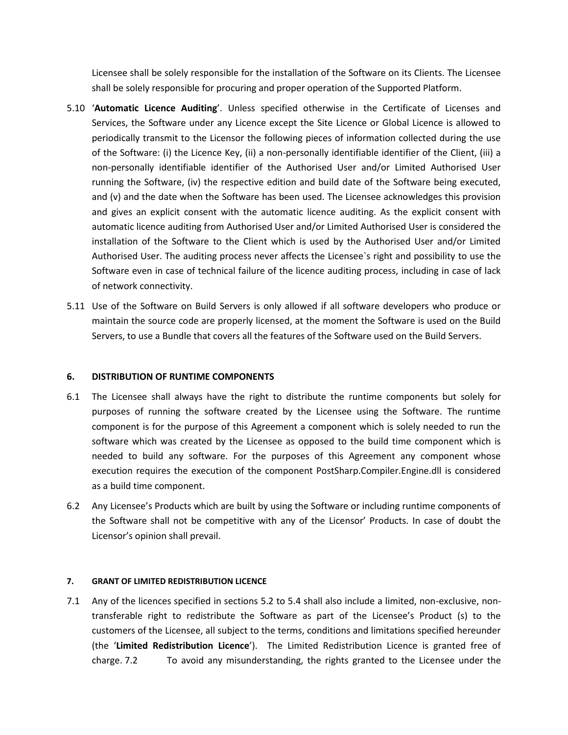Licensee shall be solely responsible for the installation of the Software on its Clients. The Licensee shall be solely responsible for procuring and proper operation of the Supported Platform.

5.10 '**Automatic Licence Auditing**'. Unless specified otherwise in the Certificate of Licenses and Services, the Software under any Licence except the Site Licence or Global Licence is allowed to periodically transmit to the Licensor the following pieces of information collected during the use of the Software: (i) the Licence Key, (ii) a non-personally identifiable identifier of the Client, (iii) a non-personally identifiable identifier of the Authorised User and/or Limited Authorised User running the Software, (iv) the respective edition and build date of the Software being executed, and (v) and the date when the Software has been used. The Licensee acknowledges this provision and gives an explicit consent with the automatic licence auditing. As the explicit consent with automatic licence auditing from Authorised User and/or Limited Authorised User is considered the installation of the Software to the Client which is used by the Authorised User and/or Limited Authorised User. The auditing process never affects the Licensee`s right and possibility to use the Software even in case of technical failure of the licence auditing process, including in case of lack of network connectivity.

5.11 Use of the Software on Build Servers is only allowed if all software developers who produce or maintain the source code are properly licensed, at the moment the Software is used on the Build Servers, to use a Bundle that covers all the features of the Software used on the Build Servers.

## 6. DISTRIBUTION OF RUNTIME COMPONENTS

6.1 The Licensee shall always have the right to distribute the runtime components but solely for purposes of running the software created by the Licensee using the Software. The runtime component is for the purpose of this Agreement a component which is solely needed to run the software which was created by the Licensee as opposed to the build time component which is needed to build any software. For the purposes of this Agreement any component whose execution requires the execution of the component PostSharp.Compiler.Engine.dll is considered as a build time component.

6.2 Any Licensee's Products which are built by using the Software or including runtime components of the Software shall not be competitive with any of the Licensor' Products. In case of doubt the Licensor's opinion shall prevail.

## 7. GRANT OF LIMITED REDISTRIBUTION LICENCE

7.1 Any of the licences specified in sections 5.2 to 5.4 shall also include a limited, non-exclusive, non-transferable right to redistribute the Software as part of the Licensee's Product (s) to the customers of the Licensee, all subject to the terms, conditions and limitations specified hereunder (the '**Limited Redistribution Licence**'). The Limited Redistribution Licence is granted free of charge. 7.2 To avoid any misunderstanding, the rights granted to the Licensee under the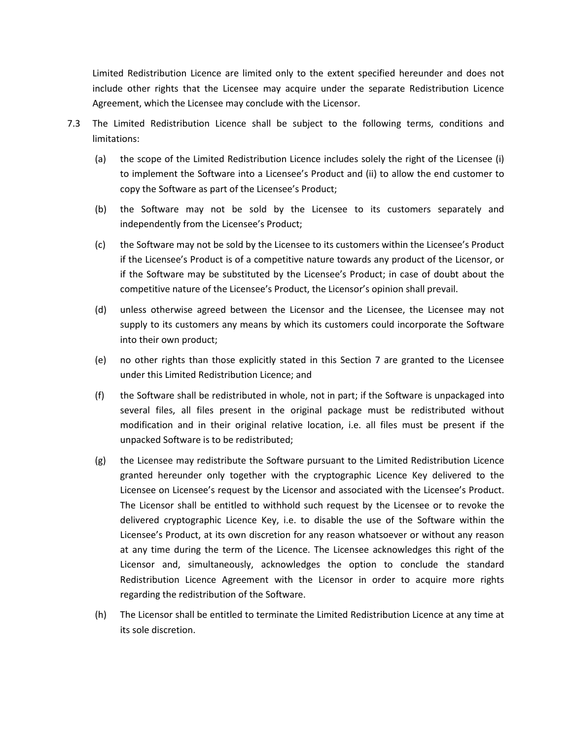Limited Redistribution Licence are limited only to the extent specified hereunder and does not include other rights that the Licensee may acquire under the separate Redistribution Licence Agreement, which the Licensee may conclude with the Licensor.

7.3 The Limited Redistribution Licence shall be subject to the following terms, conditions and limitations:

(a) the scope of the Limited Redistribution Licence includes solely the right of the Licensee (i) to implement the Software into a Licensee's Product and (ii) to allow the end customer to copy the Software as part of the Licensee's Product;

(b) the Software may not be sold by the Licensee to its customers separately and independently from the Licensee's Product;

(c) the Software may not be sold by the Licensee to its customers within the Licensee's Product if the Licensee's Product is of a competitive nature towards any product of the Licensor, or if the Software may be substituted by the Licensee's Product; in case of doubt about the competitive nature of the Licensee's Product, the Licensor's opinion shall prevail.

(d) unless otherwise agreed between the Licensor and the Licensee, the Licensee may not supply to its customers any means by which its customers could incorporate the Software into their own product;

(e) no other rights than those explicitly stated in this Section 7 are granted to the Licensee under this Limited Redistribution Licence; and

(f) the Software shall be redistributed in whole, not in part; if the Software is unpackaged into several files, all files present in the original package must be redistributed without modification and in their original relative location, i.e. all files must be present if the unpacked Software is to be redistributed;

(g) the Licensee may redistribute the Software pursuant to the Limited Redistribution Licence granted hereunder only together with the cryptographic Licence Key delivered to the Licensee on Licensee's request by the Licensor and associated with the Licensee's Product. The Licensor shall be entitled to withhold such request by the Licensee or to revoke the delivered cryptographic Licence Key, i.e. to disable the use of the Software within the Licensee's Product, at its own discretion for any reason whatsoever or without any reason at any time during the term of the Licence. The Licensee acknowledges this right of the Licensor and, simultaneously, acknowledges the option to conclude the standard Redistribution Licence Agreement with the Licensor in order to acquire more rights regarding the redistribution of the Software.

(h) The Licensor shall be entitled to terminate the Limited Redistribution Licence at any time at its sole discretion.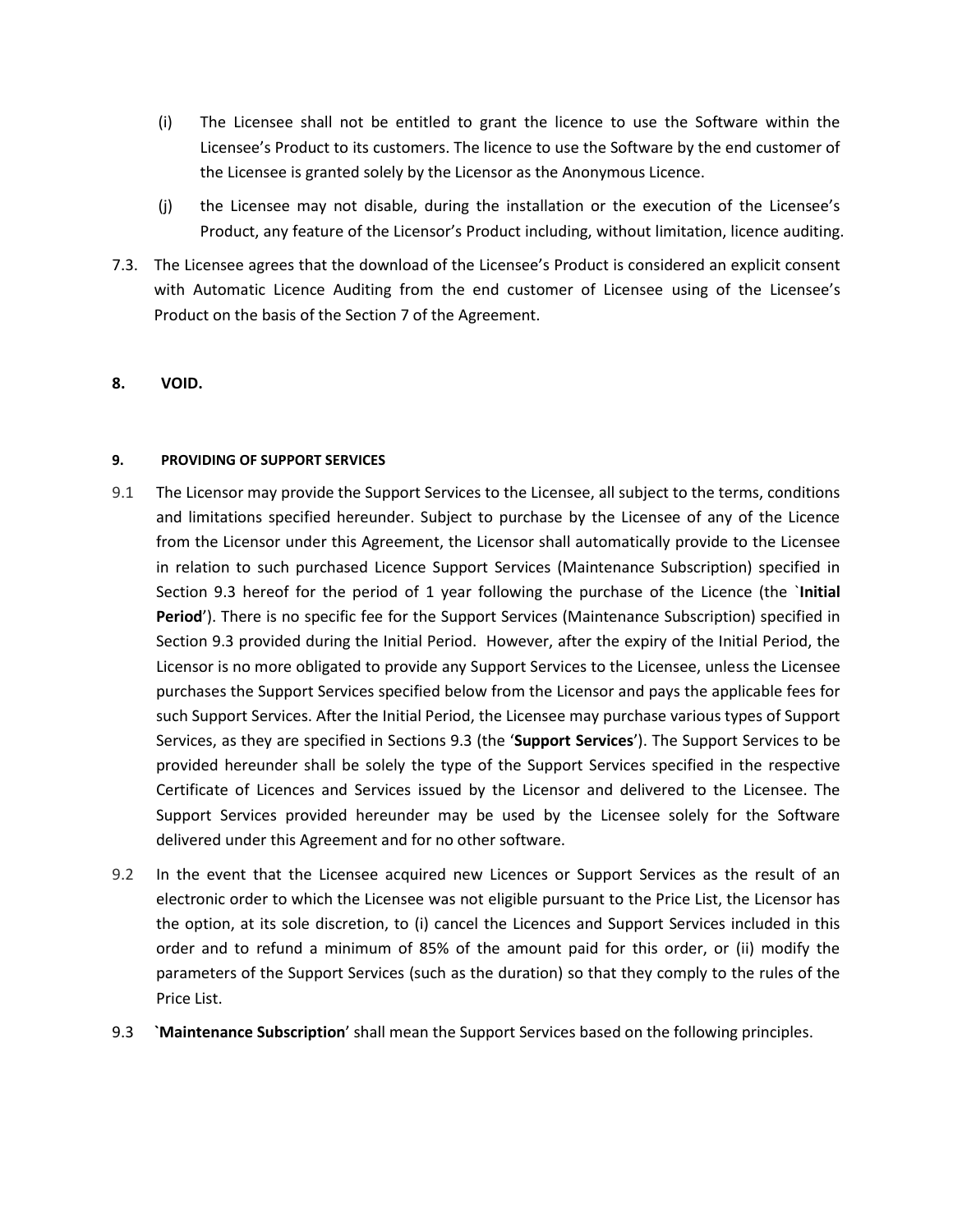(i) The Licensee shall not be entitled to grant the licence to use the Software within the Licensee's Product to its customers. The licence to use the Software by the end customer of the Licensee is granted solely by the Licensor as the Anonymous Licence.

(j) the Licensee may not disable, during the installation or the execution of the Licensee's Product, any feature of the Licensor's Product including, without limitation, licence auditing.

7.3. The Licensee agrees that the download of the Licensee's Product is considered an explicit consent with Automatic Licence Auditing from the end customer of Licensee using of the Licensee's Product on the basis of the Section 7 of the Agreement.

## 8. VOID.

## 9. PROVIDING OF SUPPORT SERVICES

9.1 The Licensor may provide the Support Services to the Licensee, all subject to the terms, conditions and limitations specified hereunder. Subject to purchase by the Licensee of any of the Licence from the Licensor under this Agreement, the Licensor shall automatically provide to the Licensee in relation to such purchased Licence Support Services (Maintenance Subscription) specified in Section 9.3 hereof for the period of 1 year following the purchase of the Licence (the `**Initial Period**'). There is no specific fee for the Support Services (Maintenance Subscription) specified in Section 9.3 provided during the Initial Period. However, after the expiry of the Initial Period, the Licensor is no more obligated to provide any Support Services to the Licensee, unless the Licensee purchases the Support Services specified below from the Licensor and pays the applicable fees for such Support Services. After the Initial Period, the Licensee may purchase various types of Support Services, as they are specified in Sections 9.3 (the '**Support Services**'). The Support Services to be provided hereunder shall be solely the type of the Support Services specified in the respective Certificate of Licences and Services issued by the Licensor and delivered to the Licensee. The Support Services provided hereunder may be used by the Licensee solely for the Software delivered under this Agreement and for no other software.

9.2 In the event that the Licensee acquired new Licences or Support Services as the result of an electronic order to which the Licensee was not eligible pursuant to the Price List, the Licensor has the option, at its sole discretion, to (i) cancel the Licences and Support Services included in this order and to refund a minimum of 85% of the amount paid for this order, or (ii) modify the parameters of the Support Services (such as the duration) so that they comply to the rules of the Price List.

9.3 `**Maintenance Subscription**' shall mean the Support Services based on the following principles.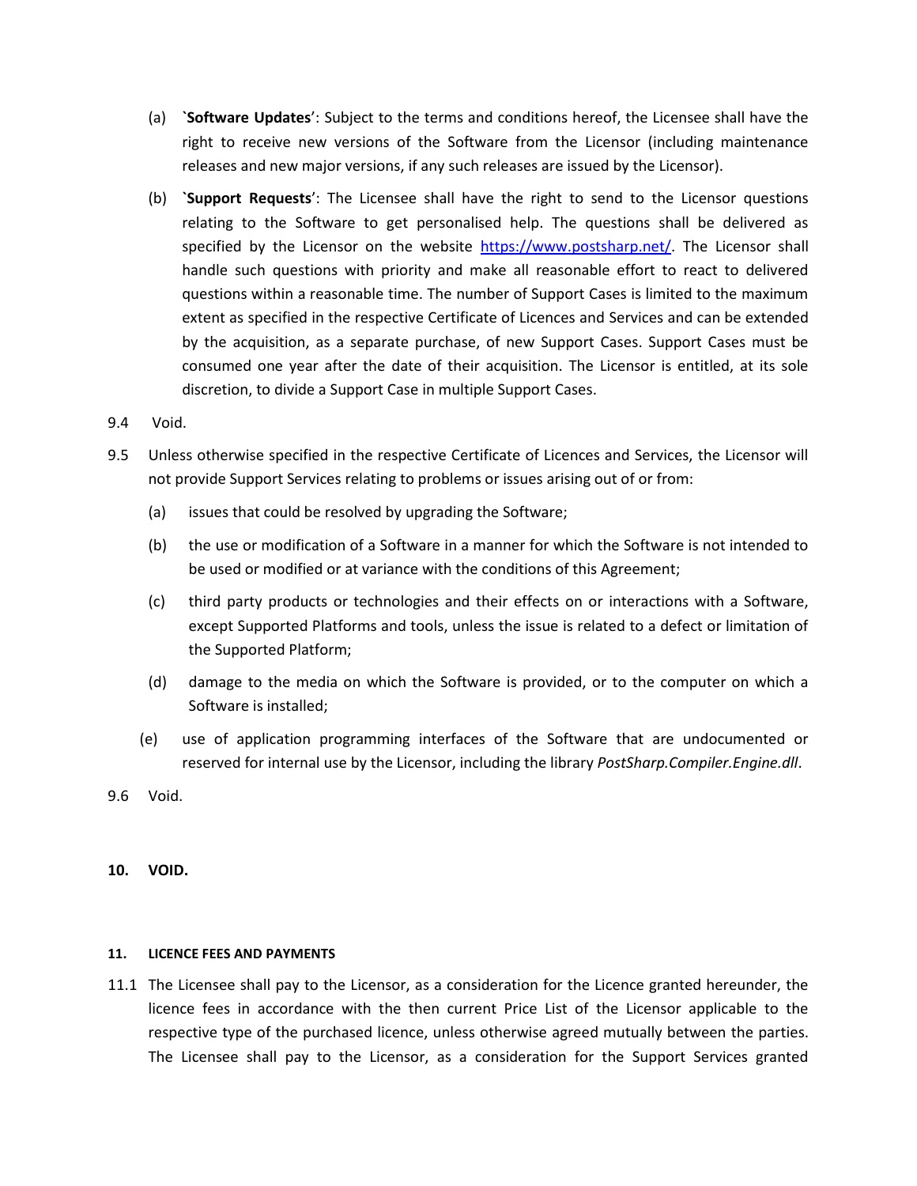(a) **`Software Updates**': Subject to the terms and conditions hereof, the Licensee shall have the right to receive new versions of the Software from the Licensor (including maintenance releases and new major versions, if any such releases are issued by the Licensor).

(b) **`Support Requests**': The Licensee shall have the right to send to the Licensor questions relating to the Software to get personalised help. The questions shall be delivered as specified by the Licensor on the website https://www.postsharp.net/. The Licensor shall handle such questions with priority and make all reasonable effort to react to delivered questions within a reasonable time. The number of Support Cases is limited to the maximum extent as specified in the respective Certificate of Licences and Services and can be extended by the acquisition, as a separate purchase, of new Support Cases. Support Cases must be consumed one year after the date of their acquisition. The Licensor is entitled, at its sole discretion, to divide a Support Case in multiple Support Cases.

9.4 Void.

9.5 Unless otherwise specified in the respective Certificate of Licences and Services, the Licensor will not provide Support Services relating to problems or issues arising out of or from:

(a) issues that could be resolved by upgrading the Software;

(b) the use or modification of a Software in a manner for which the Software is not intended to be used or modified or at variance with the conditions of this Agreement;

(c) third party products or technologies and their effects on or interactions with a Software, except Supported Platforms and tools, unless the issue is related to a defect or limitation of the Supported Platform;

(d) damage to the media on which the Software is provided, or to the computer on which a Software is installed;

(e) use of application programming interfaces of the Software that are undocumented or reserved for internal use by the Licensor, including the library *PostSharp.Compiler.Engine.dll*.

9.6 Void.

**10. VOID.**

**11. LICENCE FEES AND PAYMENTS**

11.1 The Licensee shall pay to the Licensor, as a consideration for the Licence granted hereunder, the licence fees in accordance with the then current Price List of the Licensor applicable to the respective type of the purchased licence, unless otherwise agreed mutually between the parties. The Licensee shall pay to the Licensor, as a consideration for the Support Services granted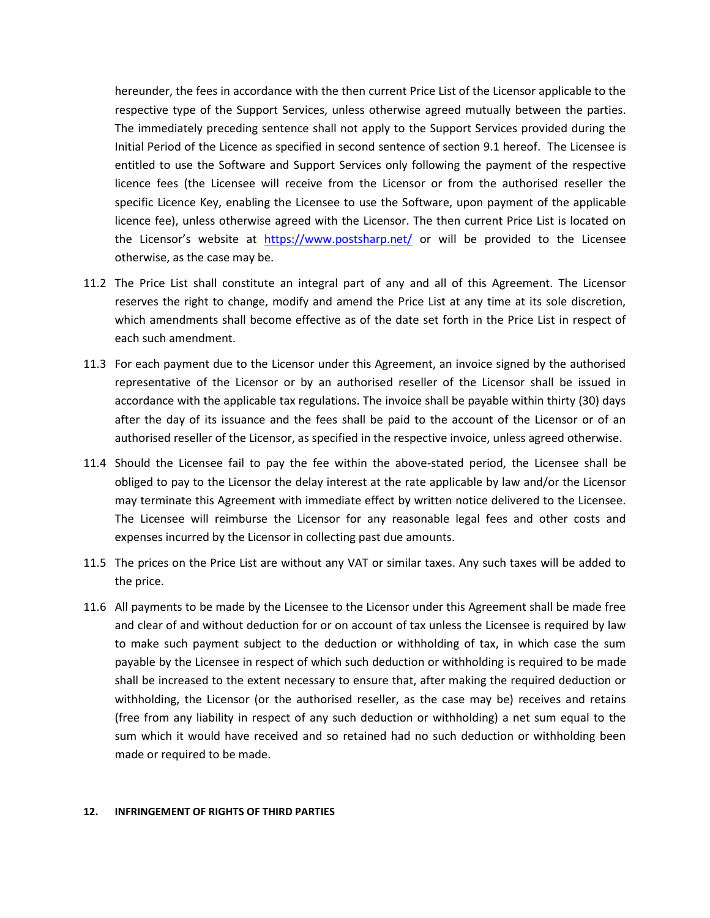hereunder, the fees in accordance with the then current Price List of the Licensor applicable to the respective type of the Support Services, unless otherwise agreed mutually between the parties. The immediately preceding sentence shall not apply to the Support Services provided during the Initial Period of the Licence as specified in second sentence of section 9.1 hereof. The Licensee is entitled to use the Software and Support Services only following the payment of the respective licence fees (the Licensee will receive from the Licensor or from the authorised reseller the specific Licence Key, enabling the Licensee to use the Software, upon payment of the applicable licence fee), unless otherwise agreed with the Licensor. The then current Price List is located on the Licensor's website at [https://www.postsharp.net/](https://www.postsharp.net/) or will be provided to the Licensee otherwise, as the case may be.

11.2 The Price List shall constitute an integral part of any and all of this Agreement. The Licensor reserves the right to change, modify and amend the Price List at any time at its sole discretion, which amendments shall become effective as of the date set forth in the Price List in respect of each such amendment.

11.3 For each payment due to the Licensor under this Agreement, an invoice signed by the authorised representative of the Licensor or by an authorised reseller of the Licensor shall be issued in accordance with the applicable tax regulations. The invoice shall be payable within thirty (30) days after the day of its issuance and the fees shall be paid to the account of the Licensor or of an authorised reseller of the Licensor, as specified in the respective invoice, unless agreed otherwise.

11.4 Should the Licensee fail to pay the fee within the above-stated period, the Licensee shall be obliged to pay to the Licensor the delay interest at the rate applicable by law and/or the Licensor may terminate this Agreement with immediate effect by written notice delivered to the Licensee. The Licensee will reimburse the Licensor for any reasonable legal fees and other costs and expenses incurred by the Licensor in collecting past due amounts.

11.5 The prices on the Price List are without any VAT or similar taxes. Any such taxes will be added to the price.

11.6 All payments to be made by the Licensee to the Licensor under this Agreement shall be made free and clear of and without deduction for or on account of tax unless the Licensee is required by law to make such payment subject to the deduction or withholding of tax, in which case the sum payable by the Licensee in respect of which such deduction or withholding is required to be made shall be increased to the extent necessary to ensure that, after making the required deduction or withholding, the Licensor (or the authorised reseller, as the case may be) receives and retains (free from any liability in respect of any such deduction or withholding) a net sum equal to the sum which it would have received and so retained had no such deduction or withholding been made or required to be made.

## 12. INFRINGEMENT OF RIGHTS OF THIRD PARTIES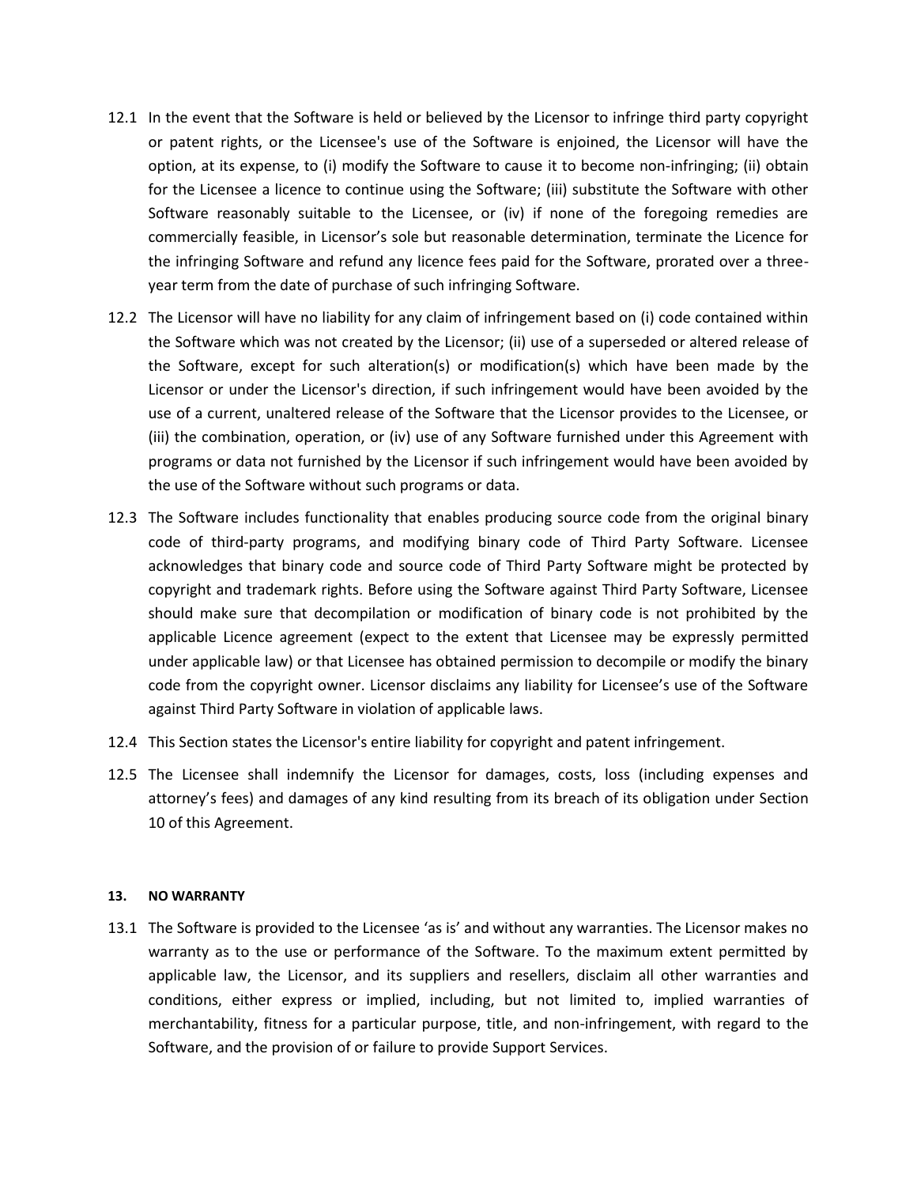12.1 In the event that the Software is held or believed by the Licensor to infringe third party copyright or patent rights, or the Licensee's use of the Software is enjoined, the Licensor will have the option, at its expense, to (i) modify the Software to cause it to become non-infringing; (ii) obtain for the Licensee a licence to continue using the Software; (iii) substitute the Software with other Software reasonably suitable to the Licensee, or (iv) if none of the foregoing remedies are commercially feasible, in Licensor's sole but reasonable determination, terminate the Licence for the infringing Software and refund any licence fees paid for the Software, prorated over a three-year term from the date of purchase of such infringing Software.

12.2 The Licensor will have no liability for any claim of infringement based on (i) code contained within the Software which was not created by the Licensor; (ii) use of a superseded or altered release of the Software, except for such alteration(s) or modification(s) which have been made by the Licensor or under the Licensor's direction, if such infringement would have been avoided by the use of a current, unaltered release of the Software that the Licensor provides to the Licensee, or (iii) the combination, operation, or (iv) use of any Software furnished under this Agreement with programs or data not furnished by the Licensor if such infringement would have been avoided by the use of the Software without such programs or data.

12.3 The Software includes functionality that enables producing source code from the original binary code of third-party programs, and modifying binary code of Third Party Software. Licensee acknowledges that binary code and source code of Third Party Software might be protected by copyright and trademark rights. Before using the Software against Third Party Software, Licensee should make sure that decompilation or modification of binary code is not prohibited by the applicable Licence agreement (expect to the extent that Licensee may be expressly permitted under applicable law) or that Licensee has obtained permission to decompile or modify the binary code from the copyright owner. Licensor disclaims any liability for Licensee's use of the Software against Third Party Software in violation of applicable laws.

12.4 This Section states the Licensor's entire liability for copyright and patent infringement.

12.5 The Licensee shall indemnify the Licensor for damages, costs, loss (including expenses and attorney's fees) and damages of any kind resulting from its breach of its obligation under Section 10 of this Agreement.

## 13. NO WARRANTY

13.1 The Software is provided to the Licensee 'as is' and without any warranties. The Licensor makes no warranty as to the use or performance of the Software. To the maximum extent permitted by applicable law, the Licensor, and its suppliers and resellers, disclaim all other warranties and conditions, either express or implied, including, but not limited to, implied warranties of merchantability, fitness for a particular purpose, title, and non-infringement, with regard to the Software, and the provision of or failure to provide Support Services.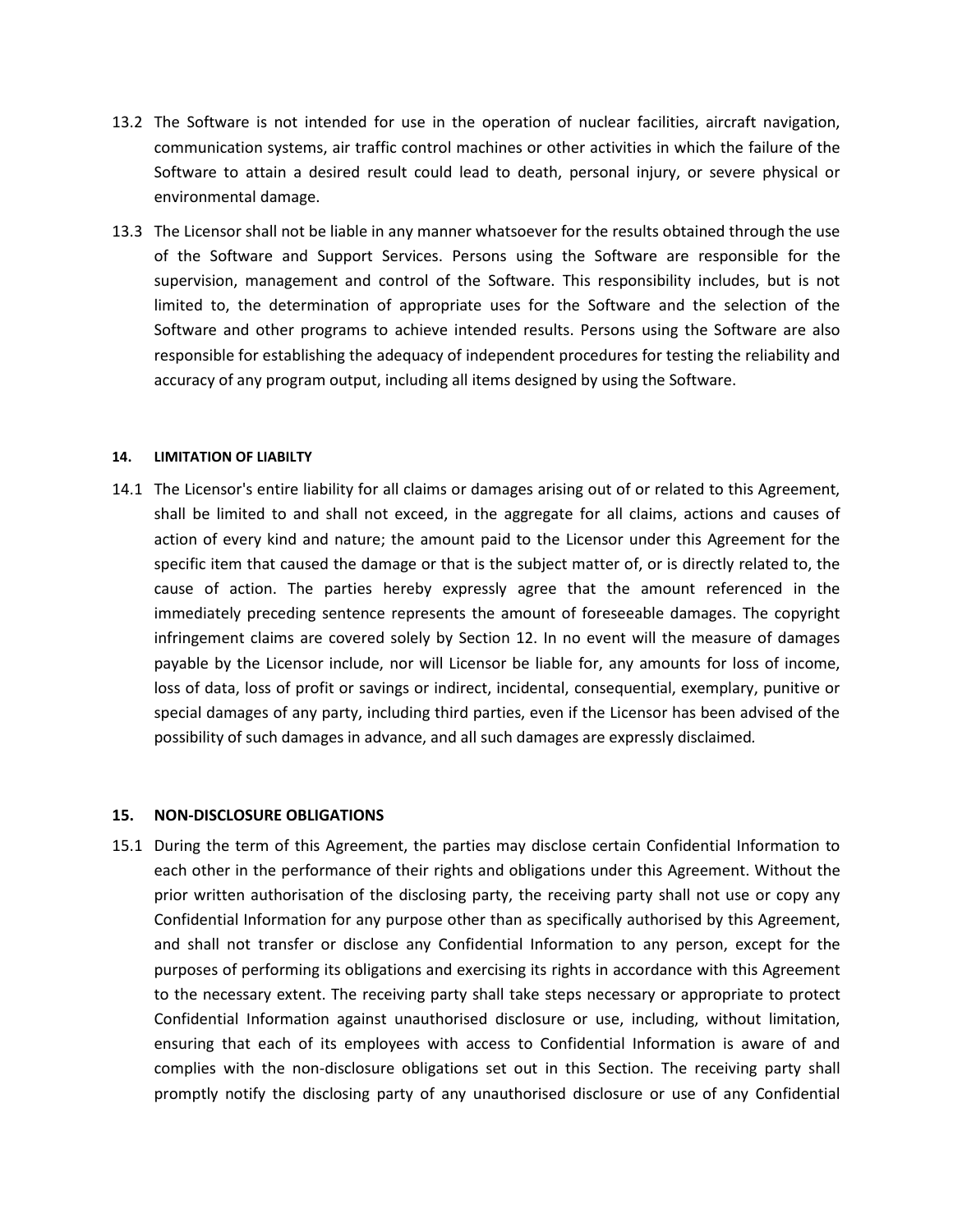13.2 The Software is not intended for use in the operation of nuclear facilities, aircraft navigation, communication systems, air traffic control machines or other activities in which the failure of the Software to attain a desired result could lead to death, personal injury, or severe physical or environmental damage.

13.3 The Licensor shall not be liable in any manner whatsoever for the results obtained through the use of the Software and Support Services. Persons using the Software are responsible for the supervision, management and control of the Software. This responsibility includes, but is not limited to, the determination of appropriate uses for the Software and the selection of the Software and other programs to achieve intended results. Persons using the Software are also responsible for establishing the adequacy of independent procedures for testing the reliability and accuracy of any program output, including all items designed by using the Software.

## 14. LIMITATION OF LIABILTY

14.1 The Licensor's entire liability for all claims or damages arising out of or related to this Agreement, shall be limited to and shall not exceed, in the aggregate for all claims, actions and causes of action of every kind and nature; the amount paid to the Licensor under this Agreement for the specific item that caused the damage or that is the subject matter of, or is directly related to, the cause of action. The parties hereby expressly agree that the amount referenced in the immediately preceding sentence represents the amount of foreseeable damages. The copyright infringement claims are covered solely by Section 12. In no event will the measure of damages payable by the Licensor include, nor will Licensor be liable for, any amounts for loss of income, loss of data, loss of profit or savings or indirect, incidental, consequential, exemplary, punitive or special damages of any party, including third parties, even if the Licensor has been advised of the possibility of such damages in advance, and all such damages are expressly disclaimed.

## 15. NON-DISCLOSURE OBLIGATIONS

15.1 During the term of this Agreement, the parties may disclose certain Confidential Information to each other in the performance of their rights and obligations under this Agreement. Without the prior written authorisation of the disclosing party, the receiving party shall not use or copy any Confidential Information for any purpose other than as specifically authorised by this Agreement, and shall not transfer or disclose any Confidential Information to any person, except for the purposes of performing its obligations and exercising its rights in accordance with this Agreement to the necessary extent. The receiving party shall take steps necessary or appropriate to protect Confidential Information against unauthorised disclosure or use, including, without limitation, ensuring that each of its employees with access to Confidential Information is aware of and complies with the non-disclosure obligations set out in this Section. The receiving party shall promptly notify the disclosing party of any unauthorised disclosure or use of any Confidential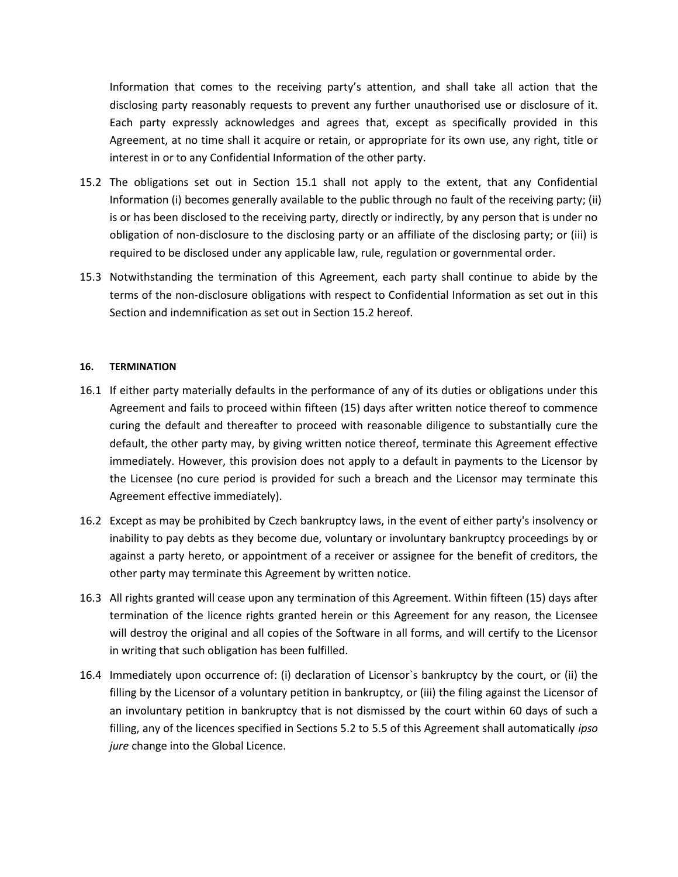Information that comes to the receiving party's attention, and shall take all action that the disclosing party reasonably requests to prevent any further unauthorised use or disclosure of it. Each party expressly acknowledges and agrees that, except as specifically provided in this Agreement, at no time shall it acquire or retain, or appropriate for its own use, any right, title or interest in or to any Confidential Information of the other party.

15.2 The obligations set out in Section 15.1 shall not apply to the extent, that any Confidential Information (i) becomes generally available to the public through no fault of the receiving party; (ii) is or has been disclosed to the receiving party, directly or indirectly, by any person that is under no obligation of non-disclosure to the disclosing party or an affiliate of the disclosing party; or (iii) is required to be disclosed under any applicable law, rule, regulation or governmental order.

15.3 Notwithstanding the termination of this Agreement, each party shall continue to abide by the terms of the non-disclosure obligations with respect to Confidential Information as set out in this Section and indemnification as set out in Section 15.2 hereof.

## 16. TERMINATION

16.1 If either party materially defaults in the performance of any of its duties or obligations under this Agreement and fails to proceed within fifteen (15) days after written notice thereof to commence curing the default and thereafter to proceed with reasonable diligence to substantially cure the default, the other party may, by giving written notice thereof, terminate this Agreement effective immediately. However, this provision does not apply to a default in payments to the Licensor by the Licensee (no cure period is provided for such a breach and the Licensor may terminate this Agreement effective immediately).

16.2 Except as may be prohibited by Czech bankruptcy laws, in the event of either party's insolvency or inability to pay debts as they become due, voluntary or involuntary bankruptcy proceedings by or against a party hereto, or appointment of a receiver or assignee for the benefit of creditors, the other party may terminate this Agreement by written notice.

16.3 All rights granted will cease upon any termination of this Agreement. Within fifteen (15) days after termination of the licence rights granted herein or this Agreement for any reason, the Licensee will destroy the original and all copies of the Software in all forms, and will certify to the Licensor in writing that such obligation has been fulfilled.

16.4 Immediately upon occurrence of: (i) declaration of Licensor`s bankruptcy by the court, or (ii) the filling by the Licensor of a voluntary petition in bankruptcy, or (iii) the filing against the Licensor of an involuntary petition in bankruptcy that is not dismissed by the court within 60 days of such a filling, any of the licences specified in Sections 5.2 to 5.5 of this Agreement shall automatically *ipso jure* change into the Global Licence.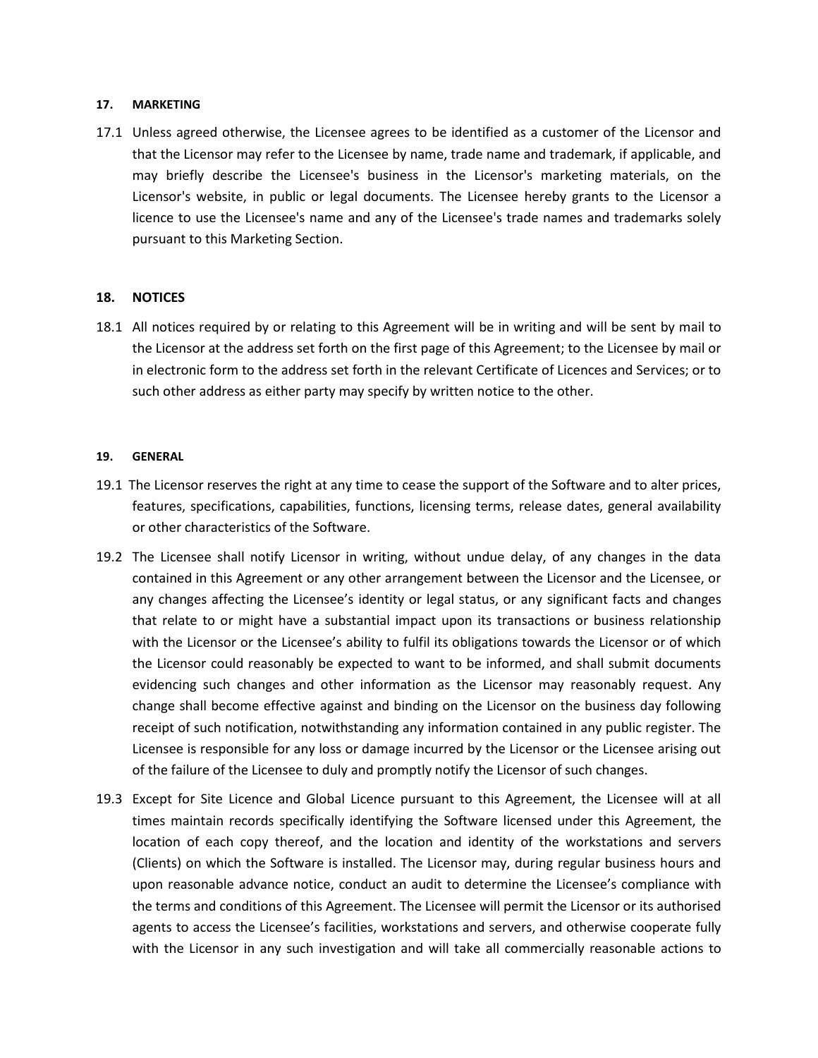## 17. MARKETING

17.1 Unless agreed otherwise, the Licensee agrees to be identified as a customer of the Licensor and that the Licensor may refer to the Licensee by name, trade name and trademark, if applicable, and may briefly describe the Licensee's business in the Licensor's marketing materials, on the Licensor's website, in public or legal documents. The Licensee hereby grants to the Licensor a licence to use the Licensee's name and any of the Licensee's trade names and trademarks solely pursuant to this Marketing Section.

## 18. NOTICES

18.1 All notices required by or relating to this Agreement will be in writing and will be sent by mail to the Licensor at the address set forth on the first page of this Agreement; to the Licensee by mail or in electronic form to the address set forth in the relevant Certificate of Licences and Services; or to such other address as either party may specify by written notice to the other.

## 19. GENERAL

19.1 The Licensor reserves the right at any time to cease the support of the Software and to alter prices, features, specifications, capabilities, functions, licensing terms, release dates, general availability or other characteristics of the Software.

19.2 The Licensee shall notify Licensor in writing, without undue delay, of any changes in the data contained in this Agreement or any other arrangement between the Licensor and the Licensee, or any changes affecting the Licensee's identity or legal status, or any significant facts and changes that relate to or might have a substantial impact upon its transactions or business relationship with the Licensor or the Licensee's ability to fulfil its obligations towards the Licensor or of which the Licensor could reasonably be expected to want to be informed, and shall submit documents evidencing such changes and other information as the Licensor may reasonably request. Any change shall become effective against and binding on the Licensor on the business day following receipt of such notification, notwithstanding any information contained in any public register. The Licensee is responsible for any loss or damage incurred by the Licensor or the Licensee arising out of the failure of the Licensee to duly and promptly notify the Licensor of such changes.

19.3 Except for Site Licence and Global Licence pursuant to this Agreement, the Licensee will at all times maintain records specifically identifying the Software licensed under this Agreement, the location of each copy thereof, and the location and identity of the workstations and servers (Clients) on which the Software is installed. The Licensor may, during regular business hours and upon reasonable advance notice, conduct an audit to determine the Licensee's compliance with the terms and conditions of this Agreement. The Licensee will permit the Licensor or its authorised agents to access the Licensee's facilities, workstations and servers, and otherwise cooperate fully with the Licensor in any such investigation and will take all commercially reasonable actions to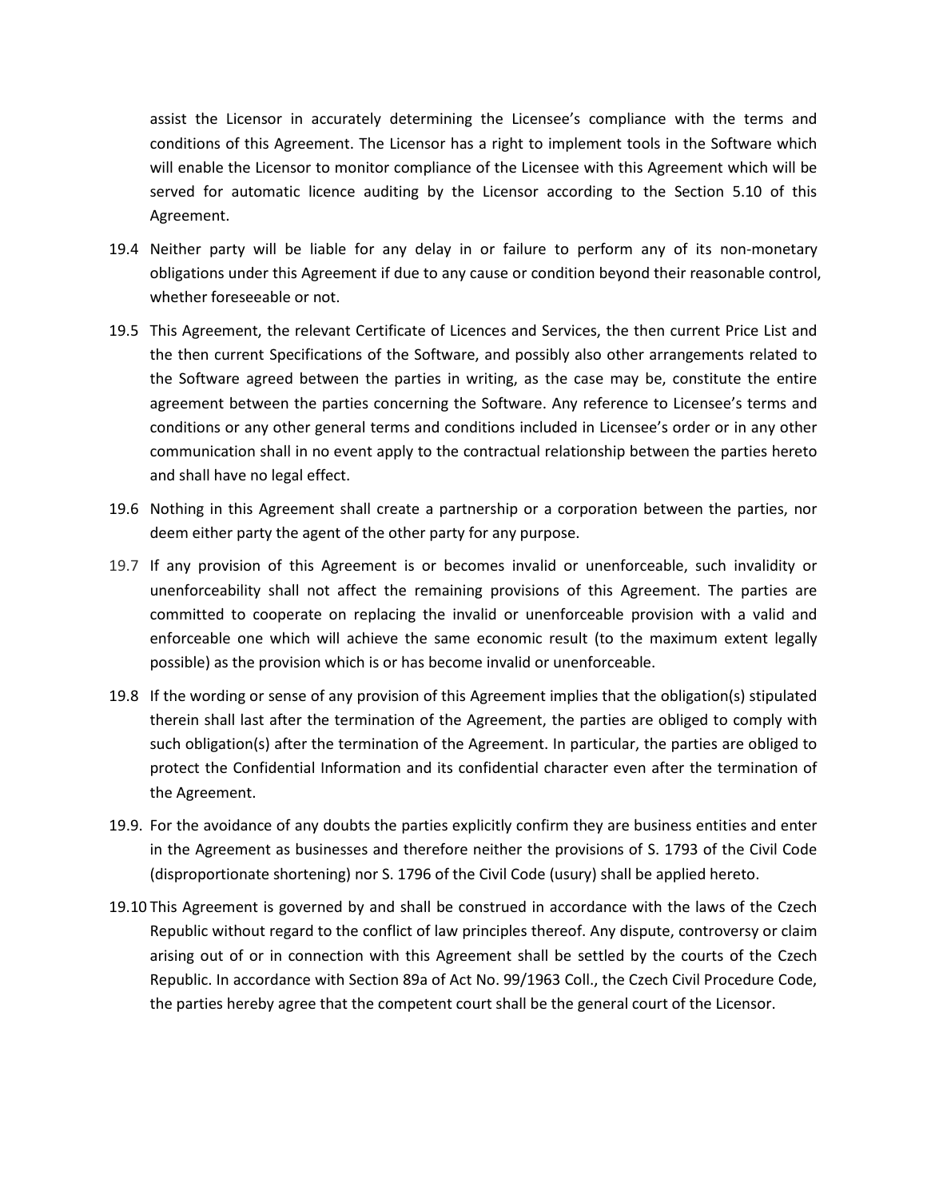assist the Licensor in accurately determining the Licensee's compliance with the terms and conditions of this Agreement. The Licensor has a right to implement tools in the Software which will enable the Licensor to monitor compliance of the Licensee with this Agreement which will be served for automatic licence auditing by the Licensor according to the Section 5.10 of this Agreement.

19.4 Neither party will be liable for any delay in or failure to perform any of its non-monetary obligations under this Agreement if due to any cause or condition beyond their reasonable control, whether foreseeable or not.

19.5 This Agreement, the relevant Certificate of Licences and Services, the then current Price List and the then current Specifications of the Software, and possibly also other arrangements related to the Software agreed between the parties in writing, as the case may be, constitute the entire agreement between the parties concerning the Software. Any reference to Licensee's terms and conditions or any other general terms and conditions included in Licensee's order or in any other communication shall in no event apply to the contractual relationship between the parties hereto and shall have no legal effect.

19.6 Nothing in this Agreement shall create a partnership or a corporation between the parties, nor deem either party the agent of the other party for any purpose.

19.7 If any provision of this Agreement is or becomes invalid or unenforceable, such invalidity or unenforceability shall not affect the remaining provisions of this Agreement. The parties are committed to cooperate on replacing the invalid or unenforceable provision with a valid and enforceable one which will achieve the same economic result (to the maximum extent legally possible) as the provision which is or has become invalid or unenforceable.

19.8 If the wording or sense of any provision of this Agreement implies that the obligation(s) stipulated therein shall last after the termination of the Agreement, the parties are obliged to comply with such obligation(s) after the termination of the Agreement. In particular, the parties are obliged to protect the Confidential Information and its confidential character even after the termination of the Agreement.

19.9. For the avoidance of any doubts the parties explicitly confirm they are business entities and enter in the Agreement as businesses and therefore neither the provisions of S. 1793 of the Civil Code (disproportionate shortening) nor S. 1796 of the Civil Code (usury) shall be applied hereto.

19.10 This Agreement is governed by and shall be construed in accordance with the laws of the Czech Republic without regard to the conflict of law principles thereof. Any dispute, controversy or claim arising out of or in connection with this Agreement shall be settled by the courts of the Czech Republic. In accordance with Section 89a of Act No. 99/1963 Coll., the Czech Civil Procedure Code, the parties hereby agree that the competent court shall be the general court of the Licensor.